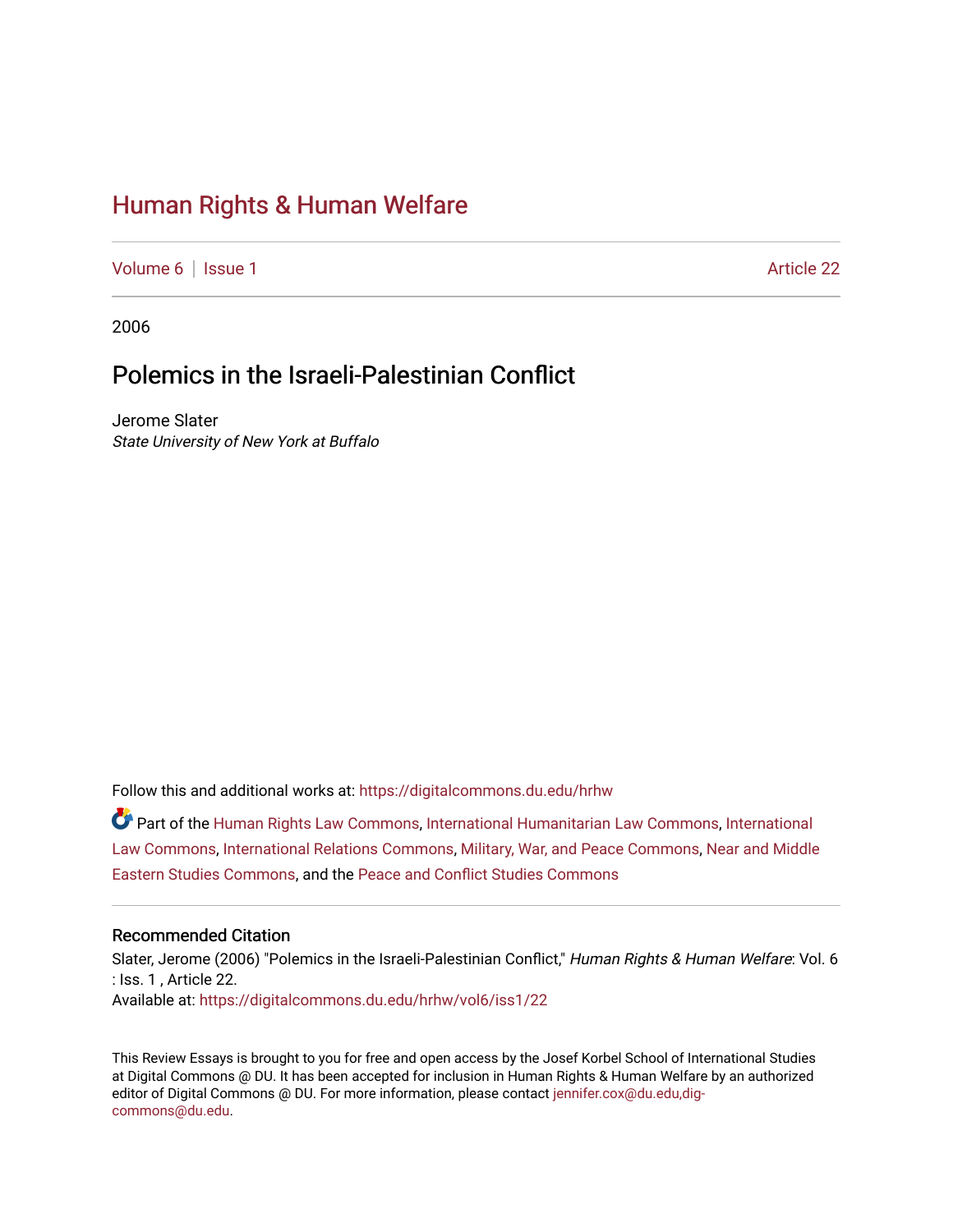# Human Rights & Human Welfare

Volume 6 | Issue 1 Article 22

2006

## Polemics in the Israeli-Palestinian Conflict

Jerome Slater
*State University of New York at Buffalo*

Follow this and additional works at: https://digitalcommons.du.edu/hrhw

Part of the Human Rights Law Commons, International Humanitarian Law Commons, International Law Commons, International Relations Commons, Military, War, and Peace Commons, Near and Middle Eastern Studies Commons, and the Peace and Conflict Studies Commons

### Recommended Citation

Slater, Jerome (2006) "Polemics in the Israeli-Palestinian Conflict," *Human Rights & Human Welfare*: Vol. 6 : Iss. 1 , Article 22.
Available at: https://digitalcommons.du.edu/hrhw/vol6/iss1/22

This Review Essays is brought to you for free and open access by the Josef Korbel School of International Studies at Digital Commons @ DU. It has been accepted for inclusion in Human Rights & Human Welfare by an authorized editor of Digital Commons @ DU. For more information, please contact jennifer.cox@du.edu,dig-commons@du.edu.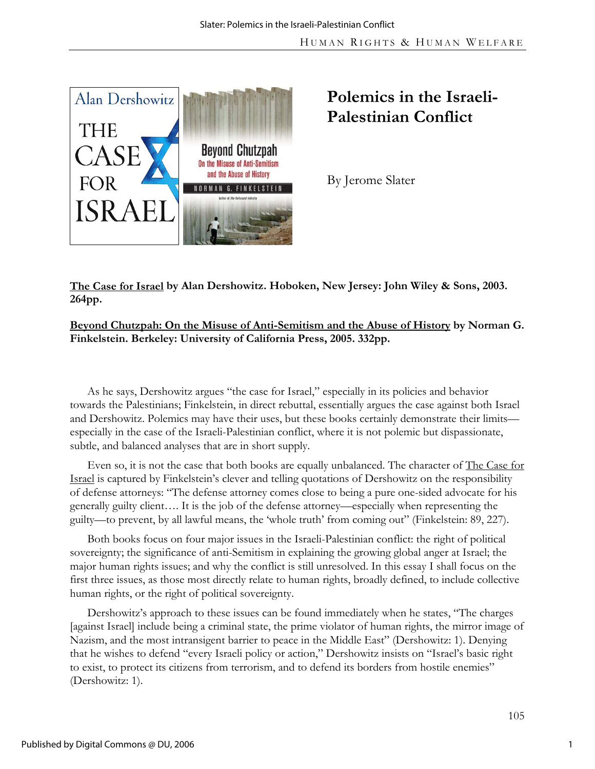# Polemics in the Israeli-Palestinian Conflict

By Jerome Slater

**<u>The Case for Israel</u> by Alan Dershowitz. Hoboken, New Jersey: John Wiley & Sons, 2003. 264pp.**

**<u>Beyond Chutzpah: On the Misuse of Anti-Semitism and the Abuse of History</u> by Norman G. Finkelstein. Berkeley: University of California Press, 2005. 332pp.**

As he says, Dershowitz argues "the case for Israel," especially in its policies and behavior towards the Palestinians; Finkelstein, in direct rebuttal, essentially argues the case against both Israel and Dershowitz. Polemics may have their uses, but these books certainly demonstrate their limits—especially in the case of the Israeli-Palestinian conflict, where it is not polemic but dispassionate, subtle, and balanced analyses that are in short supply.

Even so, it is not the case that both books are equally unbalanced. The character of <u>The Case for Israel</u> is captured by Finkelstein's clever and telling quotations of Dershowitz on the responsibility of defense attorneys: "The defense attorney comes close to being a pure one-sided advocate for his generally guilty client…. It is the job of the defense attorney—especially when representing the guilty—to prevent, by all lawful means, the 'whole truth' from coming out" (Finkelstein: 89, 227).

Both books focus on four major issues in the Israeli-Palestinian conflict: the right of political sovereignty; the significance of anti-Semitism in explaining the growing global anger at Israel; the major human rights issues; and why the conflict is still unresolved. In this essay I shall focus on the first three issues, as those most directly relate to human rights, broadly defined, to include collective human rights, or the right of political sovereignty.

Dershowitz's approach to these issues can be found immediately when he states, "The charges [against Israel] include being a criminal state, the prime violator of human rights, the mirror image of Nazism, and the most intransigent barrier to peace in the Middle East" (Dershowitz: 1). Denying that he wishes to defend "every Israeli policy or action," Dershowitz insists on "Israel's basic right to exist, to protect its citizens from terrorism, and to defend its borders from hostile enemies" (Dershowitz: 1).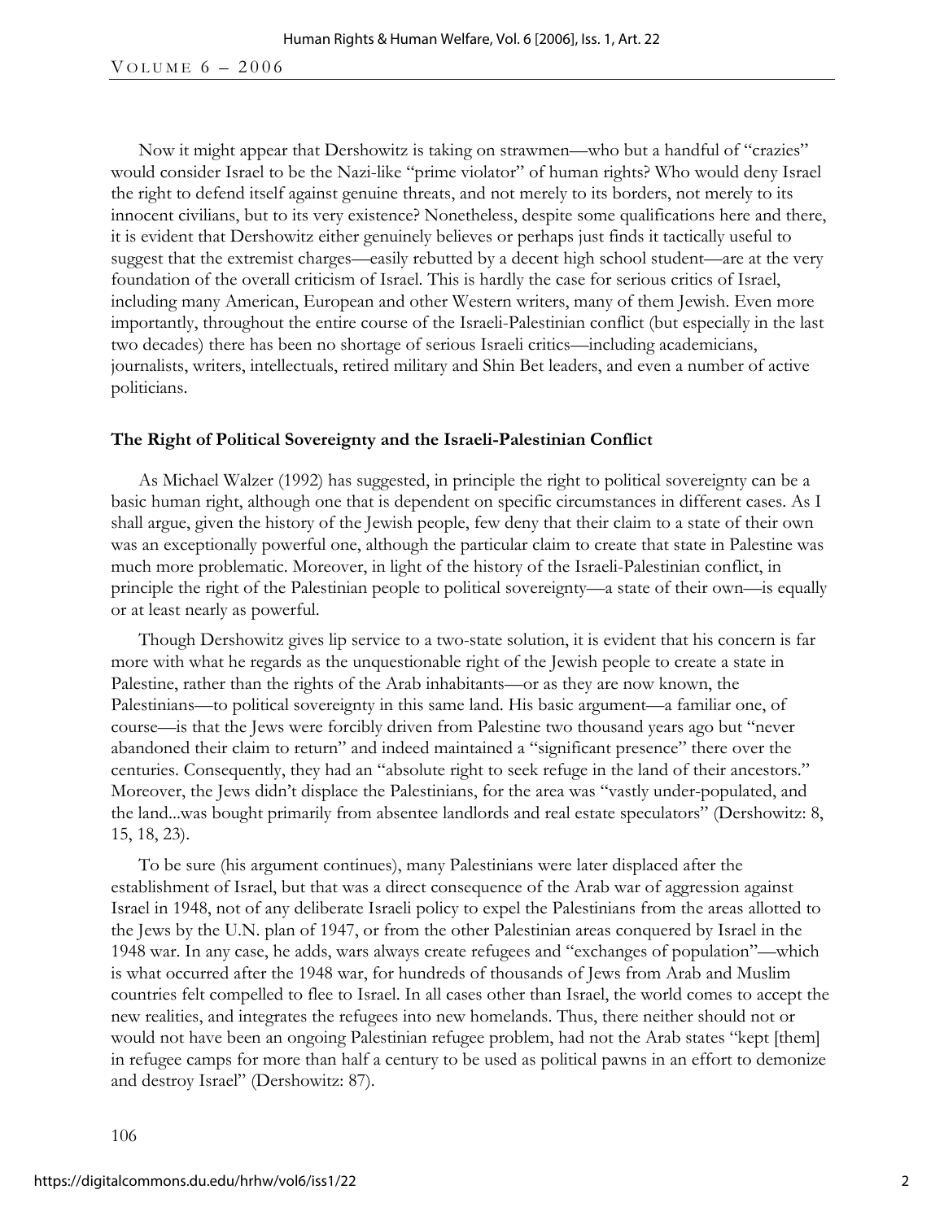Now it might appear that Dershowitz is taking on strawmen—who but a handful of "crazies" would consider Israel to be the Nazi-like "prime violator" of human rights? Who would deny Israel the right to defend itself against genuine threats, and not merely to its borders, not merely to its innocent civilians, but to its very existence? Nonetheless, despite some qualifications here and there, it is evident that Dershowitz either genuinely believes or perhaps just finds it tactically useful to suggest that the extremist charges—easily rebutted by a decent high school student—are at the very foundation of the overall criticism of Israel. This is hardly the case for serious critics of Israel, including many American, European and other Western writers, many of them Jewish. Even more importantly, throughout the entire course of the Israeli-Palestinian conflict (but especially in the last two decades) there has been no shortage of serious Israeli critics—including academicians, journalists, writers, intellectuals, retired military and Shin Bet leaders, and even a number of active politicians.

### The Right of Political Sovereignty and the Israeli-Palestinian Conflict

As Michael Walzer (1992) has suggested, in principle the right to political sovereignty can be a basic human right, although one that is dependent on specific circumstances in different cases. As I shall argue, given the history of the Jewish people, few deny that their claim to a state of their own was an exceptionally powerful one, although the particular claim to create that state in Palestine was much more problematic. Moreover, in light of the history of the Israeli-Palestinian conflict, in principle the right of the Palestinian people to political sovereignty—a state of their own—is equally or at least nearly as powerful.

Though Dershowitz gives lip service to a two-state solution, it is evident that his concern is far more with what he regards as the unquestionable right of the Jewish people to create a state in Palestine, rather than the rights of the Arab inhabitants—or as they are now known, the Palestinians—to political sovereignty in this same land. His basic argument—a familiar one, of course—is that the Jews were forcibly driven from Palestine two thousand years ago but "never abandoned their claim to return" and indeed maintained a "significant presence" there over the centuries. Consequently, they had an "absolute right to seek refuge in the land of their ancestors." Moreover, the Jews didn't displace the Palestinians, for the area was "vastly under-populated, and the land...was bought primarily from absentee landlords and real estate speculators" (Dershowitz: 8, 15, 18, 23).

To be sure (his argument continues), many Palestinians were later displaced after the establishment of Israel, but that was a direct consequence of the Arab war of aggression against Israel in 1948, not of any deliberate Israeli policy to expel the Palestinians from the areas allotted to the Jews by the U.N. plan of 1947, or from the other Palestinian areas conquered by Israel in the 1948 war. In any case, he adds, wars always create refugees and "exchanges of population"—which is what occurred after the 1948 war, for hundreds of thousands of Jews from Arab and Muslim countries felt compelled to flee to Israel. In all cases other than Israel, the world comes to accept the new realities, and integrates the refugees into new homelands. Thus, there neither should not or would not have been an ongoing Palestinian refugee problem, had not the Arab states "kept [them] in refugee camps for more than half a century to be used as political pawns in an effort to demonize and destroy Israel" (Dershowitz: 87).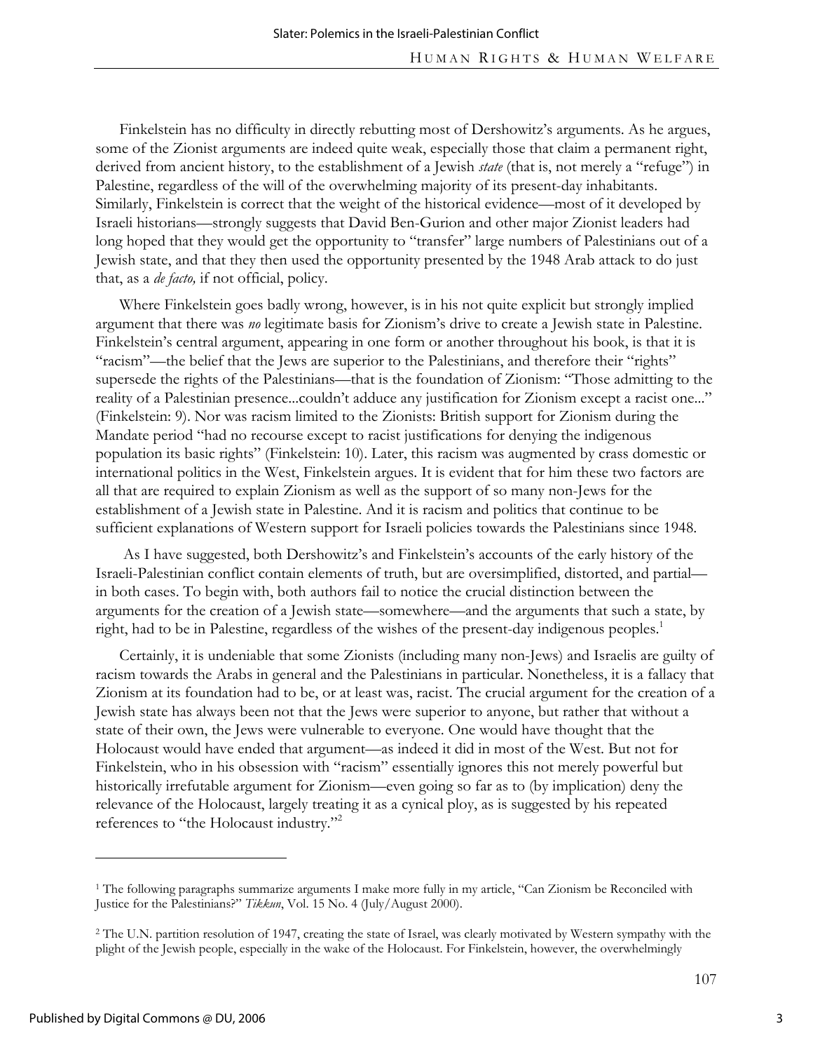Finkelstein has no difficulty in directly rebutting most of Dershowitz's arguments. As he argues, some of the Zionist arguments are indeed quite weak, especially those that claim a permanent right, derived from ancient history, to the establishment of a Jewish *state* (that is, not merely a "refuge") in Palestine, regardless of the will of the overwhelming majority of its present-day inhabitants. Similarly, Finkelstein is correct that the weight of the historical evidence—most of it developed by Israeli historians—strongly suggests that David Ben-Gurion and other major Zionist leaders had long hoped that they would get the opportunity to "transfer" large numbers of Palestinians out of a Jewish state, and that they then used the opportunity presented by the 1948 Arab attack to do just that, as a *de facto,* if not official, policy.

Where Finkelstein goes badly wrong, however, is in his not quite explicit but strongly implied argument that there was *no* legitimate basis for Zionism's drive to create a Jewish state in Palestine. Finkelstein's central argument, appearing in one form or another throughout his book, is that it is "racism"—the belief that the Jews are superior to the Palestinians, and therefore their "rights" supersede the rights of the Palestinians—that is the foundation of Zionism: "Those admitting to the reality of a Palestinian presence...couldn't adduce any justification for Zionism except a racist one..." (Finkelstein: 9). Nor was racism limited to the Zionists: British support for Zionism during the Mandate period "had no recourse except to racist justifications for denying the indigenous population its basic rights" (Finkelstein: 10). Later, this racism was augmented by crass domestic or international politics in the West, Finkelstein argues. It is evident that for him these two factors are all that are required to explain Zionism as well as the support of so many non-Jews for the establishment of a Jewish state in Palestine. And it is racism and politics that continue to be sufficient explanations of Western support for Israeli policies towards the Palestinians since 1948.

As I have suggested, both Dershowitz's and Finkelstein's accounts of the early history of the Israeli-Palestinian conflict contain elements of truth, but are oversimplified, distorted, and partial—in both cases. To begin with, both authors fail to notice the crucial distinction between the arguments for the creation of a Jewish state—somewhere—and the arguments that such a state, by right, had to be in Palestine, regardless of the wishes of the present-day indigenous peoples.[1]

Certainly, it is undeniable that some Zionists (including many non-Jews) and Israelis are guilty of racism towards the Arabs in general and the Palestinians in particular. Nonetheless, it is a fallacy that Zionism at its foundation had to be, or at least was, racist. The crucial argument for the creation of a Jewish state has always been not that the Jews were superior to anyone, but rather that without a state of their own, the Jews were vulnerable to everyone. One would have thought that the Holocaust would have ended that argument—as indeed it did in most of the West. But not for Finkelstein, who in his obsession with "racism" essentially ignores this not merely powerful but historically irrefutable argument for Zionism—even going so far as to (by implication) deny the relevance of the Holocaust, largely treating it as a cynical ploy, as is suggested by his repeated references to "the Holocaust industry."[2]

---

[1] The following paragraphs summarize arguments I make more fully in my article, "Can Zionism be Reconciled with Justice for the Palestinians?" *Tikkun*, Vol. 15 No. 4 (July/August 2000).

[2] The U.N. partition resolution of 1947, creating the state of Israel, was clearly motivated by Western sympathy with the plight of the Jewish people, especially in the wake of the Holocaust. For Finkelstein, however, the overwhelmingly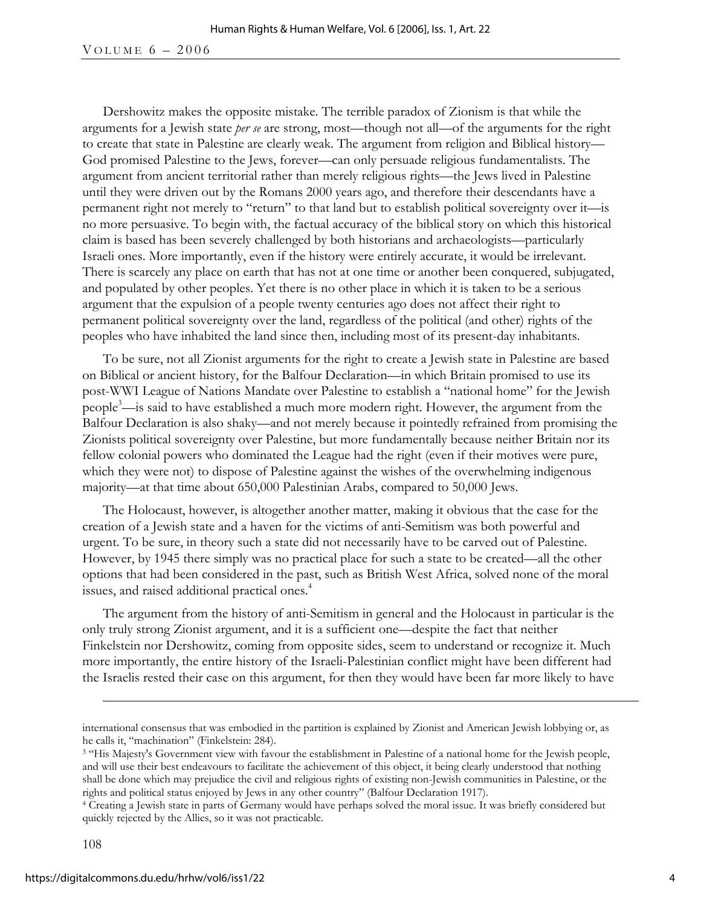Dershowitz makes the opposite mistake. The terrible paradox of Zionism is that while the arguments for a Jewish state *per se* are strong, most—though not all—of the arguments for the right to create that state in Palestine are clearly weak. The argument from religion and Biblical history—God promised Palestine to the Jews, forever—can only persuade religious fundamentalists. The argument from ancient territorial rather than merely religious rights—the Jews lived in Palestine until they were driven out by the Romans 2000 years ago, and therefore their descendants have a permanent right not merely to "return" to that land but to establish political sovereignty over it—is no more persuasive. To begin with, the factual accuracy of the biblical story on which this historical claim is based has been severely challenged by both historians and archaeologists—particularly Israeli ones. More importantly, even if the history were entirely accurate, it would be irrelevant. There is scarcely any place on earth that has not at one time or another been conquered, subjugated, and populated by other peoples. Yet there is no other place in which it is taken to be a serious argument that the expulsion of a people twenty centuries ago does not affect their right to permanent political sovereignty over the land, regardless of the political (and other) rights of the peoples who have inhabited the land since then, including most of its present-day inhabitants.

To be sure, not all Zionist arguments for the right to create a Jewish state in Palestine are based on Biblical or ancient history, for the Balfour Declaration—in which Britain promised to use its post-WWI League of Nations Mandate over Palestine to establish a "national home" for the Jewish people[3]—is said to have established a much more modern right. However, the argument from the Balfour Declaration is also shaky—and not merely because it pointedly refrained from promising the Zionists political sovereignty over Palestine, but more fundamentally because neither Britain nor its fellow colonial powers who dominated the League had the right (even if their motives were pure, which they were not) to dispose of Palestine against the wishes of the overwhelming indigenous majority—at that time about 650,000 Palestinian Arabs, compared to 50,000 Jews.

The Holocaust, however, is altogether another matter, making it obvious that the case for the creation of a Jewish state and a haven for the victims of anti-Semitism was both powerful and urgent. To be sure, in theory such a state did not necessarily have to be carved out of Palestine. However, by 1945 there simply was no practical place for such a state to be created—all the other options that had been considered in the past, such as British West Africa, solved none of the moral issues, and raised additional practical ones.[4]

The argument from the history of anti-Semitism in general and the Holocaust in particular is the only truly strong Zionist argument, and it is a sufficient one—despite the fact that neither Finkelstein nor Dershowitz, coming from opposite sides, seem to understand or recognize it. Much more importantly, the entire history of the Israeli-Palestinian conflict might have been different had the Israelis rested their case on this argument, for then they would have been far more likely to have

---

international consensus that was embodied in the partition is explained by Zionist and American Jewish lobbying or, as he calls it, "machination" (Finkelstein: 284).

[3] "His Majesty's Government view with favour the establishment in Palestine of a national home for the Jewish people, and will use their best endeavours to facilitate the achievement of this object, it being clearly understood that nothing shall be done which may prejudice the civil and religious rights of existing non-Jewish communities in Palestine, or the rights and political status enjoyed by Jews in any other country" (Balfour Declaration 1917).

[4] Creating a Jewish state in parts of Germany would have perhaps solved the moral issue. It was briefly considered but quickly rejected by the Allies, so it was not practicable.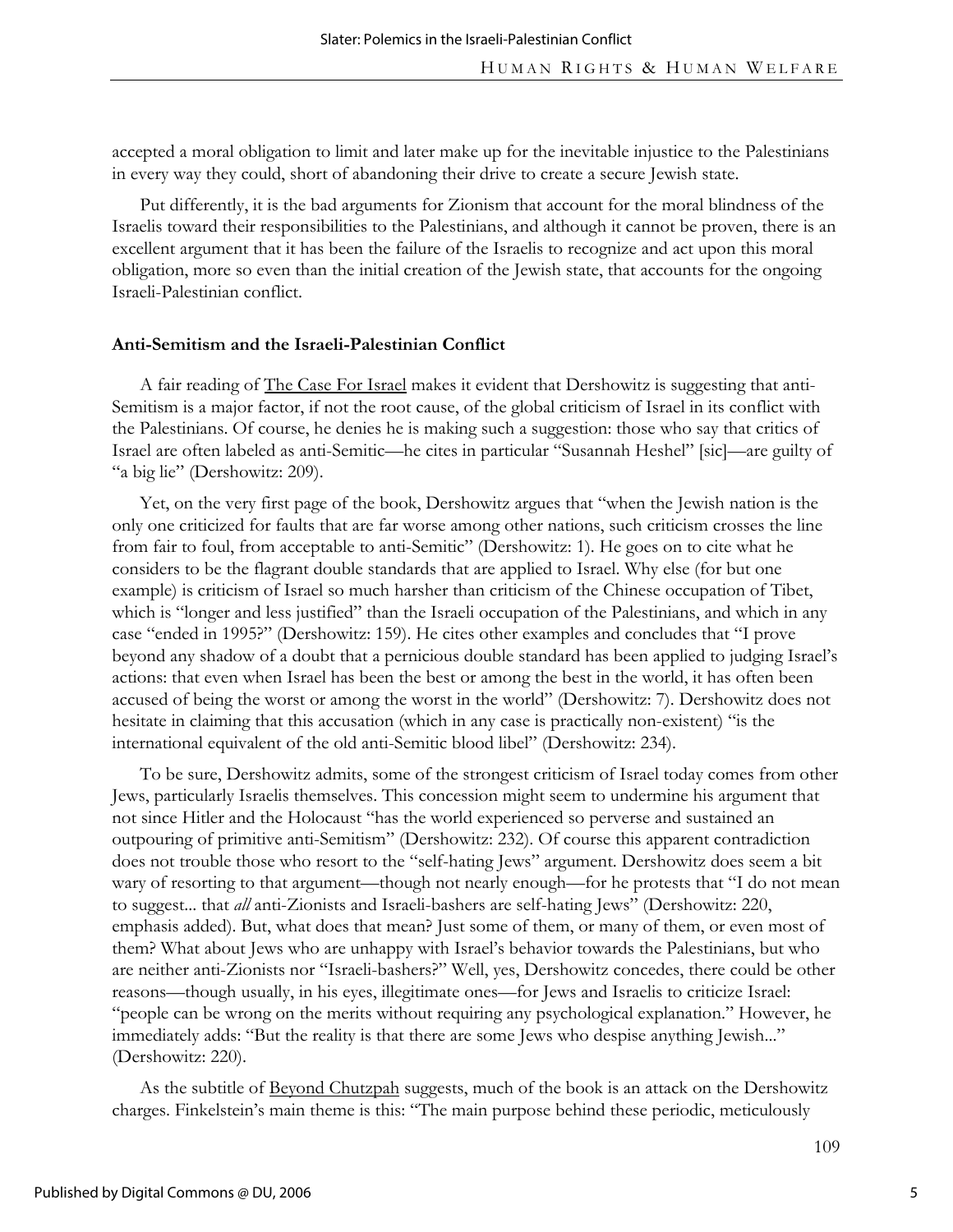accepted a moral obligation to limit and later make up for the inevitable injustice to the Palestinians in every way they could, short of abandoning their drive to create a secure Jewish state.

Put differently, it is the bad arguments for Zionism that account for the moral blindness of the Israelis toward their responsibilities to the Palestinians, and although it cannot be proven, there is an excellent argument that it has been the failure of the Israelis to recognize and act upon this moral obligation, more so even than the initial creation of the Jewish state, that accounts for the ongoing Israeli-Palestinian conflict.

## Anti-Semitism and the Israeli-Palestinian Conflict

A fair reading of The Case For Israel makes it evident that Dershowitz is suggesting that anti-Semitism is a major factor, if not the root cause, of the global criticism of Israel in its conflict with the Palestinians. Of course, he denies he is making such a suggestion: those who say that critics of Israel are often labeled as anti-Semitic—he cites in particular "Susannah Heshel" [sic]—are guilty of "a big lie" (Dershowitz: 209).

Yet, on the very first page of the book, Dershowitz argues that "when the Jewish nation is the only one criticized for faults that are far worse among other nations, such criticism crosses the line from fair to foul, from acceptable to anti-Semitic" (Dershowitz: 1). He goes on to cite what he considers to be the flagrant double standards that are applied to Israel. Why else (for but one example) is criticism of Israel so much harsher than criticism of the Chinese occupation of Tibet, which is "longer and less justified" than the Israeli occupation of the Palestinians, and which in any case "ended in 1995?" (Dershowitz: 159). He cites other examples and concludes that "I prove beyond any shadow of a doubt that a pernicious double standard has been applied to judging Israel's actions: that even when Israel has been the best or among the best in the world, it has often been accused of being the worst or among the worst in the world" (Dershowitz: 7). Dershowitz does not hesitate in claiming that this accusation (which in any case is practically non-existent) "is the international equivalent of the old anti-Semitic blood libel" (Dershowitz: 234).

To be sure, Dershowitz admits, some of the strongest criticism of Israel today comes from other Jews, particularly Israelis themselves. This concession might seem to undermine his argument that not since Hitler and the Holocaust "has the world experienced so perverse and sustained an outpouring of primitive anti-Semitism" (Dershowitz: 232). Of course this apparent contradiction does not trouble those who resort to the "self-hating Jews" argument. Dershowitz does seem a bit wary of resorting to that argument—though not nearly enough—for he protests that "I do not mean to suggest... that *all* anti-Zionists and Israeli-bashers are self-hating Jews" (Dershowitz: 220, emphasis added). But, what does that mean? Just some of them, or many of them, or even most of them? What about Jews who are unhappy with Israel's behavior towards the Palestinians, but who are neither anti-Zionists nor "Israeli-bashers?" Well, yes, Dershowitz concedes, there could be other reasons—though usually, in his eyes, illegitimate ones—for Jews and Israelis to criticize Israel: "people can be wrong on the merits without requiring any psychological explanation." However, he immediately adds: "But the reality is that there are some Jews who despise anything Jewish..." (Dershowitz: 220).

As the subtitle of Beyond Chutzpah suggests, much of the book is an attack on the Dershowitz charges. Finkelstein's main theme is this: "The main purpose behind these periodic, meticulously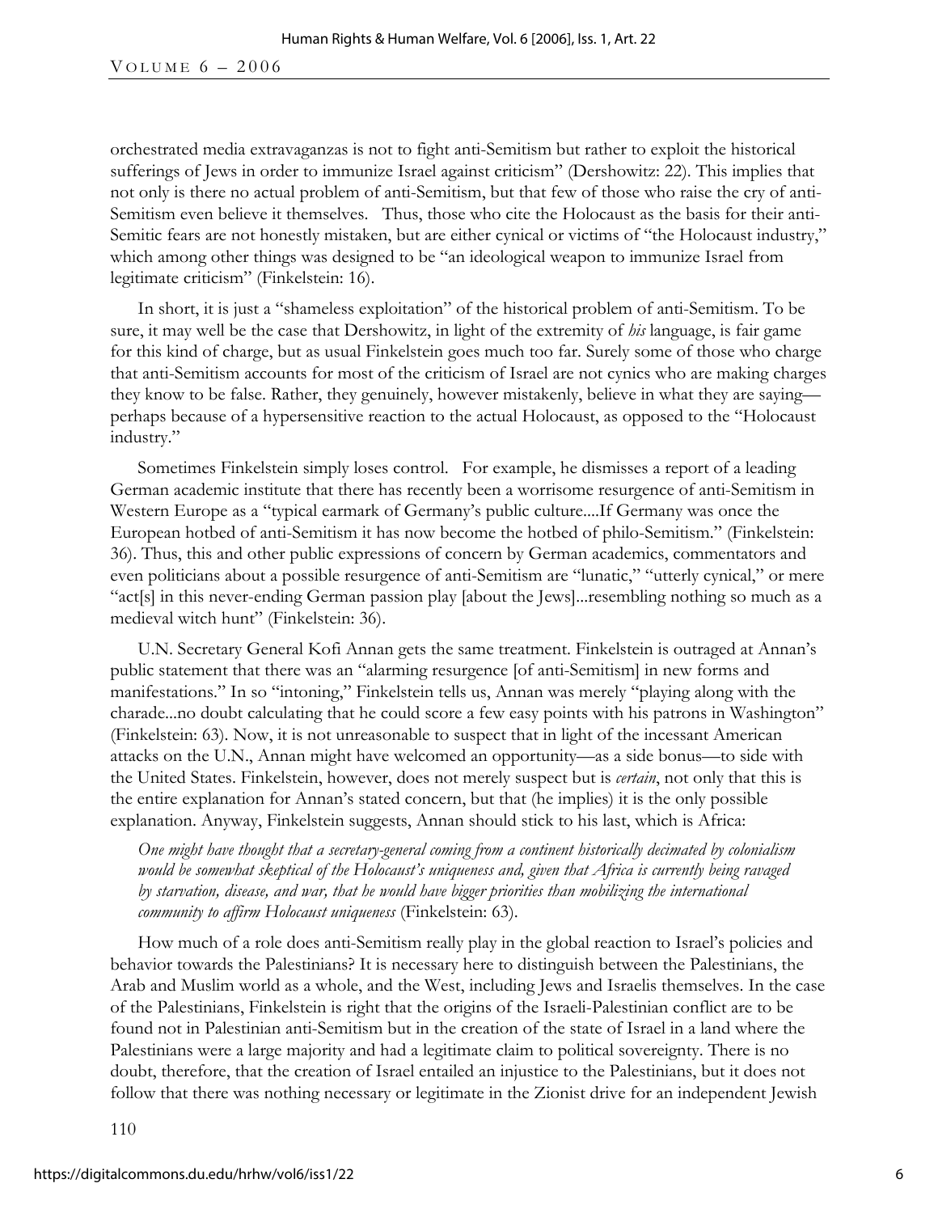orchestrated media extravaganzas is not to fight anti-Semitism but rather to exploit the historical sufferings of Jews in order to immunize Israel against criticism" (Dershowitz: 22). This implies that not only is there no actual problem of anti-Semitism, but that few of those who raise the cry of anti-Semitism even believe it themselves. Thus, those who cite the Holocaust as the basis for their anti-Semitic fears are not honestly mistaken, but are either cynical or victims of "the Holocaust industry," which among other things was designed to be "an ideological weapon to immunize Israel from legitimate criticism" (Finkelstein: 16).

In short, it is just a "shameless exploitation" of the historical problem of anti-Semitism. To be sure, it may well be the case that Dershowitz, in light of the extremity of *his* language, is fair game for this kind of charge, but as usual Finkelstein goes much too far. Surely some of those who charge that anti-Semitism accounts for most of the criticism of Israel are not cynics who are making charges they know to be false. Rather, they genuinely, however mistakenly, believe in what they are saying—perhaps because of a hypersensitive reaction to the actual Holocaust, as opposed to the "Holocaust industry."

Sometimes Finkelstein simply loses control. For example, he dismisses a report of a leading German academic institute that there has recently been a worrisome resurgence of anti-Semitism in Western Europe as a "typical earmark of Germany's public culture....If Germany was once the European hotbed of anti-Semitism it has now become the hotbed of philo-Semitism." (Finkelstein: 36). Thus, this and other public expressions of concern by German academics, commentators and even politicians about a possible resurgence of anti-Semitism are "lunatic," "utterly cynical," or mere "act[s] in this never-ending German passion play [about the Jews]...resembling nothing so much as a medieval witch hunt" (Finkelstein: 36).

U.N. Secretary General Kofi Annan gets the same treatment. Finkelstein is outraged at Annan's public statement that there was an "alarming resurgence [of anti-Semitism] in new forms and manifestations." In so "intoning," Finkelstein tells us, Annan was merely "playing along with the charade...no doubt calculating that he could score a few easy points with his patrons in Washington" (Finkelstein: 63). Now, it is not unreasonable to suspect that in light of the incessant American attacks on the U.N., Annan might have welcomed an opportunity—as a side bonus—to side with the United States. Finkelstein, however, does not merely suspect but is *certain*, not only that this is the entire explanation for Annan's stated concern, but that (he implies) it is the only possible explanation. Anyway, Finkelstein suggests, Annan should stick to his last, which is Africa:

> *One might have thought that a secretary-general coming from a continent historically decimated by colonialism would be somewhat skeptical of the Holocaust's uniqueness and, given that Africa is currently being ravaged by starvation, disease, and war, that he would have bigger priorities than mobilizing the international community to affirm Holocaust uniqueness* (Finkelstein: 63).

How much of a role does anti-Semitism really play in the global reaction to Israel's policies and behavior towards the Palestinians? It is necessary here to distinguish between the Palestinians, the Arab and Muslim world as a whole, and the West, including Jews and Israelis themselves. In the case of the Palestinians, Finkelstein is right that the origins of the Israeli-Palestinian conflict are to be found not in Palestinian anti-Semitism but in the creation of the state of Israel in a land where the Palestinians were a large majority and had a legitimate claim to political sovereignty. There is no doubt, therefore, that the creation of Israel entailed an injustice to the Palestinians, but it does not follow that there was nothing necessary or legitimate in the Zionist drive for an independent Jewish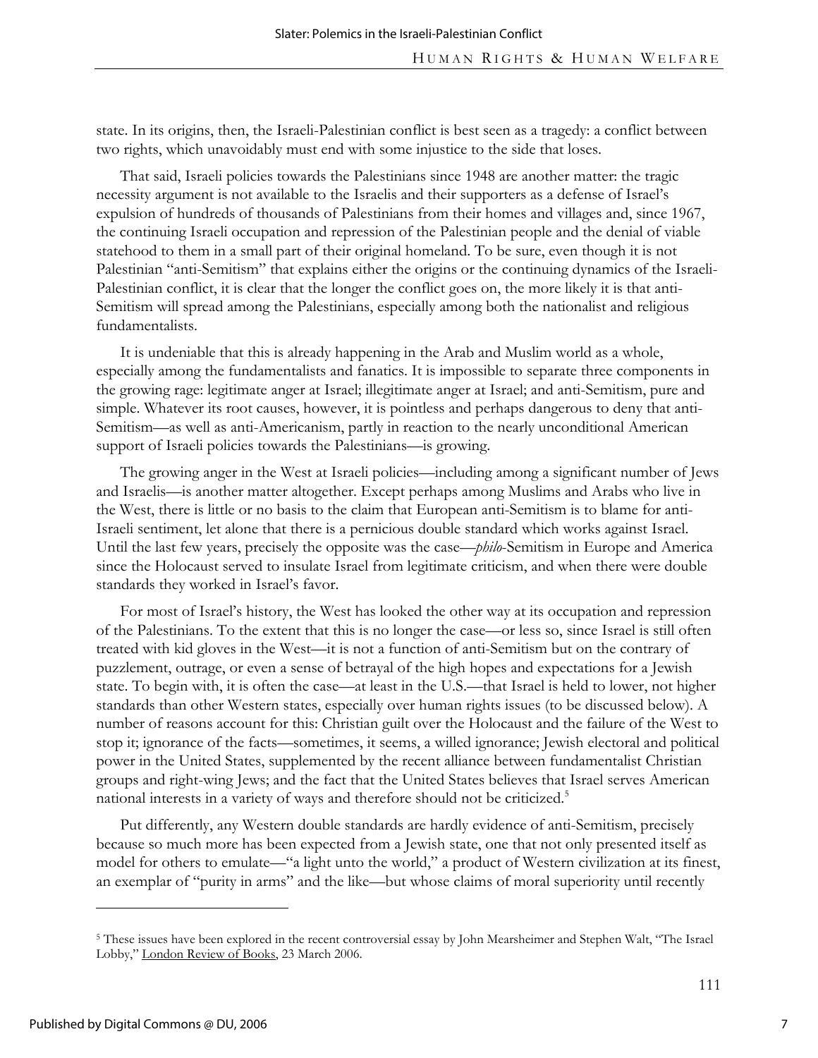state. In its origins, then, the Israeli-Palestinian conflict is best seen as a tragedy: a conflict between two rights, which unavoidably must end with some injustice to the side that loses.

That said, Israeli policies towards the Palestinians since 1948 are another matter: the tragic necessity argument is not available to the Israelis and their supporters as a defense of Israel's expulsion of hundreds of thousands of Palestinians from their homes and villages and, since 1967, the continuing Israeli occupation and repression of the Palestinian people and the denial of viable statehood to them in a small part of their original homeland. To be sure, even though it is not Palestinian "anti-Semitism" that explains either the origins or the continuing dynamics of the Israeli-Palestinian conflict, it is clear that the longer the conflict goes on, the more likely it is that anti-Semitism will spread among the Palestinians, especially among both the nationalist and religious fundamentalists.

It is undeniable that this is already happening in the Arab and Muslim world as a whole, especially among the fundamentalists and fanatics. It is impossible to separate three components in the growing rage: legitimate anger at Israel; illegitimate anger at Israel; and anti-Semitism, pure and simple. Whatever its root causes, however, it is pointless and perhaps dangerous to deny that anti-Semitism—as well as anti-Americanism, partly in reaction to the nearly unconditional American support of Israeli policies towards the Palestinians—is growing.

The growing anger in the West at Israeli policies—including among a significant number of Jews and Israelis—is another matter altogether. Except perhaps among Muslims and Arabs who live in the West, there is little or no basis to the claim that European anti-Semitism is to blame for anti-Israeli sentiment, let alone that there is a pernicious double standard which works against Israel. Until the last few years, precisely the opposite was the case—*philo*-Semitism in Europe and America since the Holocaust served to insulate Israel from legitimate criticism, and when there were double standards they worked in Israel's favor.

For most of Israel's history, the West has looked the other way at its occupation and repression of the Palestinians. To the extent that this is no longer the case—or less so, since Israel is still often treated with kid gloves in the West—it is not a function of anti-Semitism but on the contrary of puzzlement, outrage, or even a sense of betrayal of the high hopes and expectations for a Jewish state. To begin with, it is often the case—at least in the U.S.—that Israel is held to lower, not higher standards than other Western states, especially over human rights issues (to be discussed below). A number of reasons account for this: Christian guilt over the Holocaust and the failure of the West to stop it; ignorance of the facts—sometimes, it seems, a willed ignorance; Jewish electoral and political power in the United States, supplemented by the recent alliance between fundamentalist Christian groups and right-wing Jews; and the fact that the United States believes that Israel serves American national interests in a variety of ways and therefore should not be criticized.[5]

Put differently, any Western double standards are hardly evidence of anti-Semitism, precisely because so much more has been expected from a Jewish state, one that not only presented itself as model for others to emulate—"a light unto the world," a product of Western civilization at its finest, an exemplar of "purity in arms" and the like—but whose claims of moral superiority until recently

---

[5] These issues have been explored in the recent controversial essay by John Mearsheimer and Stephen Walt, "The Israel Lobby," London Review of Books, 23 March 2006.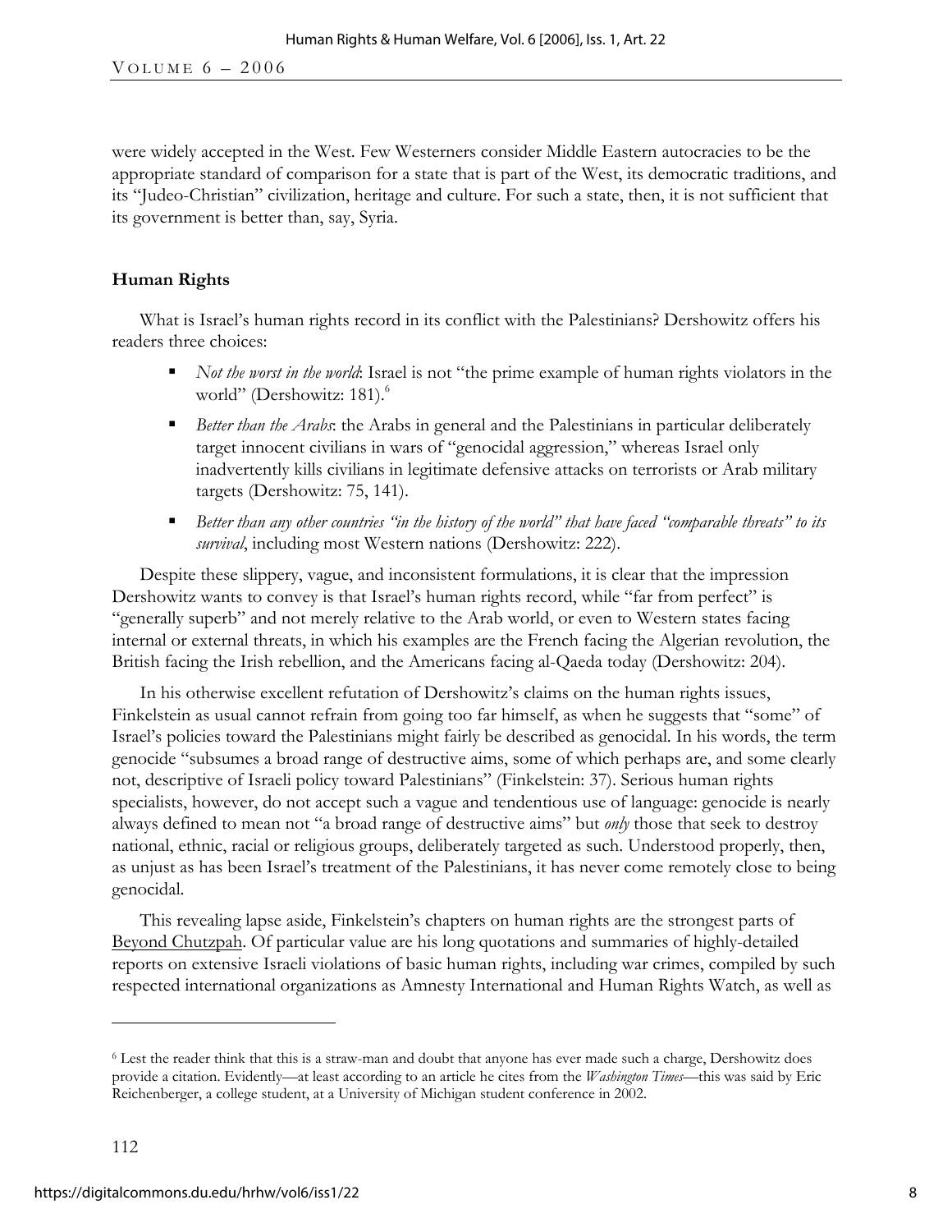were widely accepted in the West. Few Westerners consider Middle Eastern autocracies to be the appropriate standard of comparison for a state that is part of the West, its democratic traditions, and its "Judeo-Christian" civilization, heritage and culture. For such a state, then, it is not sufficient that its government is better than, say, Syria.

**Human Rights**

What is Israel's human rights record in its conflict with the Palestinians? Dershowitz offers his readers three choices:

- *Not the worst in the world*: Israel is not "the prime example of human rights violators in the world" (Dershowitz: 181).[6]
- *Better than the Arabs*: the Arabs in general and the Palestinians in particular deliberately target innocent civilians in wars of "genocidal aggression," whereas Israel only inadvertently kills civilians in legitimate defensive attacks on terrorists or Arab military targets (Dershowitz: 75, 141).
- *Better than any other countries "in the history of the world" that have faced "comparable threats" to its survival*, including most Western nations (Dershowitz: 222).

Despite these slippery, vague, and inconsistent formulations, it is clear that the impression Dershowitz wants to convey is that Israel's human rights record, while "far from perfect" is "generally superb" and not merely relative to the Arab world, or even to Western states facing internal or external threats, in which his examples are the French facing the Algerian revolution, the British facing the Irish rebellion, and the Americans facing al-Qaeda today (Dershowitz: 204).

In his otherwise excellent refutation of Dershowitz's claims on the human rights issues, Finkelstein as usual cannot refrain from going too far himself, as when he suggests that "some" of Israel's policies toward the Palestinians might fairly be described as genocidal. In his words, the term genocide "subsumes a broad range of destructive aims, some of which perhaps are, and some clearly not, descriptive of Israeli policy toward Palestinians" (Finkelstein: 37). Serious human rights specialists, however, do not accept such a vague and tendentious use of language: genocide is nearly always defined to mean not "a broad range of destructive aims" but *only* those that seek to destroy national, ethnic, racial or religious groups, deliberately targeted as such. Understood properly, then, as unjust as has been Israel's treatment of the Palestinians, it has never come remotely close to being genocidal.

This revealing lapse aside, Finkelstein's chapters on human rights are the strongest parts of Beyond Chutzpah. Of particular value are his long quotations and summaries of highly-detailed reports on extensive Israeli violations of basic human rights, including war crimes, compiled by such respected international organizations as Amnesty International and Human Rights Watch, as well as

---

[6] Lest the reader think that this is a straw-man and doubt that anyone has ever made such a charge, Dershowitz does provide a citation. Evidently—at least according to an article he cites from the *Washington Times*—this was said by Eric Reichenberger, a college student, at a University of Michigan student conference in 2002.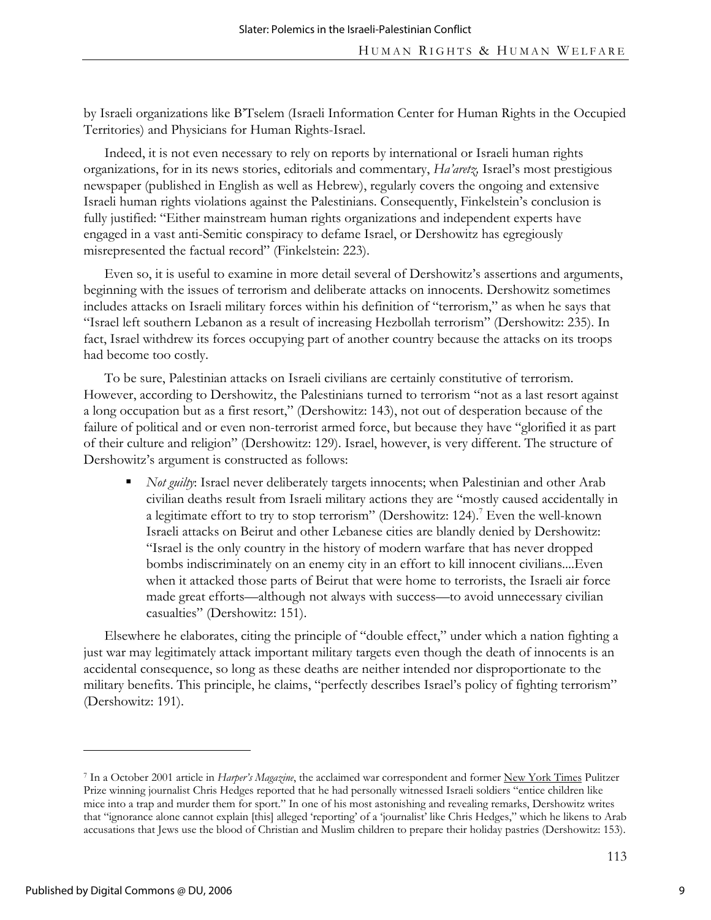by Israeli organizations like B'Tselem (Israeli Information Center for Human Rights in the Occupied Territories) and Physicians for Human Rights-Israel.

Indeed, it is not even necessary to rely on reports by international or Israeli human rights organizations, for in its news stories, editorials and commentary, *Ha'aretz*, Israel's most prestigious newspaper (published in English as well as Hebrew), regularly covers the ongoing and extensive Israeli human rights violations against the Palestinians. Consequently, Finkelstein's conclusion is fully justified: "Either mainstream human rights organizations and independent experts have engaged in a vast anti-Semitic conspiracy to defame Israel, or Dershowitz has egregiously misrepresented the factual record" (Finkelstein: 223).

Even so, it is useful to examine in more detail several of Dershowitz's assertions and arguments, beginning with the issues of terrorism and deliberate attacks on innocents. Dershowitz sometimes includes attacks on Israeli military forces within his definition of "terrorism," as when he says that "Israel left southern Lebanon as a result of increasing Hezbollah terrorism" (Dershowitz: 235). In fact, Israel withdrew its forces occupying part of another country because the attacks on its troops had become too costly.

To be sure, Palestinian attacks on Israeli civilians are certainly constitutive of terrorism. However, according to Dershowitz, the Palestinians turned to terrorism "not as a last resort against a long occupation but as a first resort," (Dershowitz: 143), not out of desperation because of the failure of political and or even non-terrorist armed force, but because they have "glorified it as part of their culture and religion" (Dershowitz: 129). Israel, however, is very different. The structure of Dershowitz's argument is constructed as follows:

- *Not guilty*: Israel never deliberately targets innocents; when Palestinian and other Arab civilian deaths result from Israeli military actions they are "mostly caused accidentally in a legitimate effort to try to stop terrorism" (Dershowitz: 124).[7] Even the well-known Israeli attacks on Beirut and other Lebanese cities are blandly denied by Dershowitz: "Israel is the only country in the history of modern warfare that has never dropped bombs indiscriminately on an enemy city in an effort to kill innocent civilians....Even when it attacked those parts of Beirut that were home to terrorists, the Israeli air force made great efforts—although not always with success—to avoid unnecessary civilian casualties" (Dershowitz: 151).

Elsewhere he elaborates, citing the principle of "double effect," under which a nation fighting a just war may legitimately attack important military targets even though the death of innocents is an accidental consequence, so long as these deaths are neither intended nor disproportionate to the military benefits. This principle, he claims, "perfectly describes Israel's policy of fighting terrorism" (Dershowitz: 191).

---

[7] In a October 2001 article in *Harper's Magazine*, the acclaimed war correspondent and former New York Times Pulitzer Prize winning journalist Chris Hedges reported that he had personally witnessed Israeli soldiers "entice children like mice into a trap and murder them for sport." In one of his most astonishing and revealing remarks, Dershowitz writes that "ignorance alone cannot explain [this] alleged 'reporting' of a 'journalist' like Chris Hedges," which he likens to Arab accusations that Jews use the blood of Christian and Muslim children to prepare their holiday pastries (Dershowitz: 153).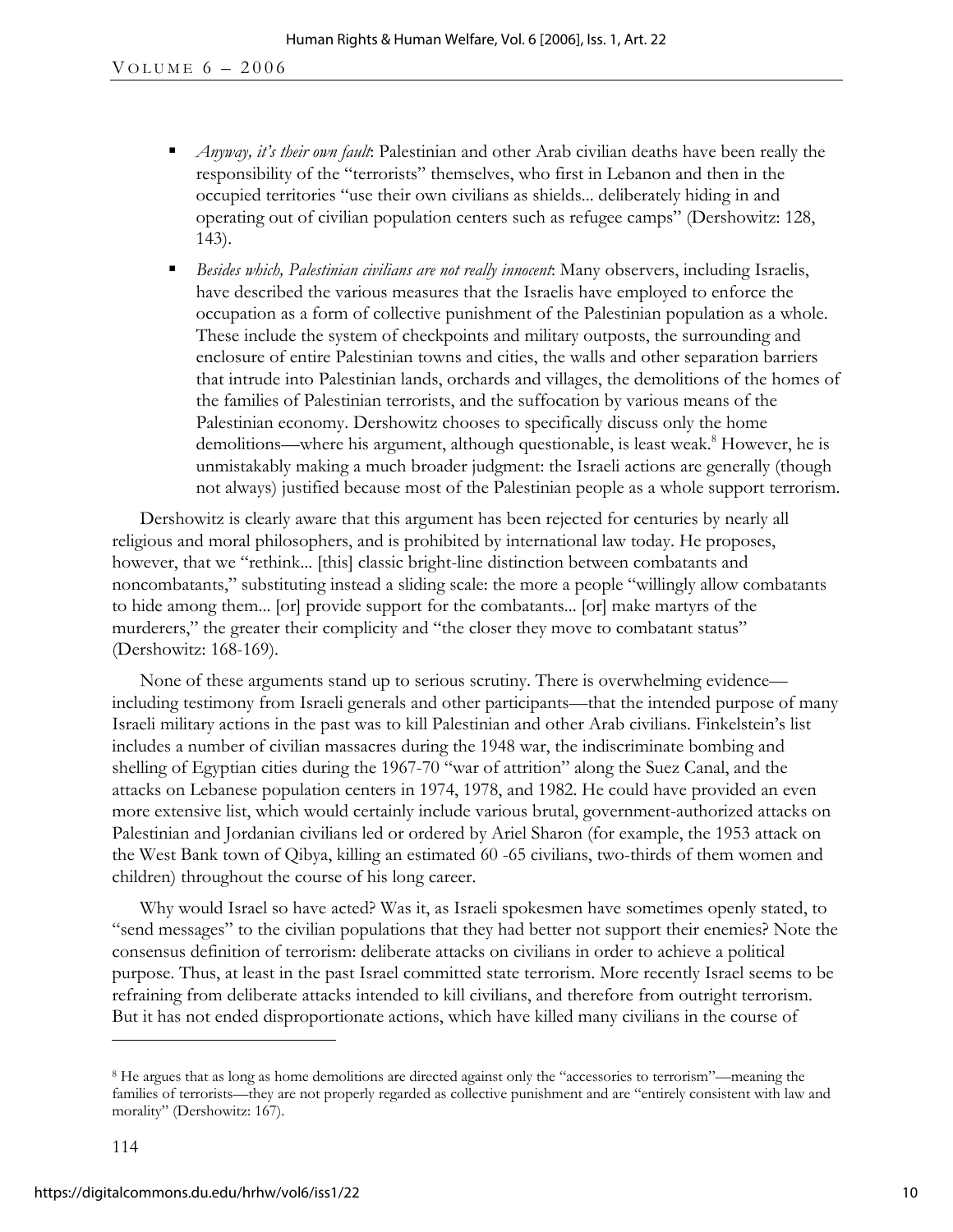- *Anyway, it's their own fault*: Palestinian and other Arab civilian deaths have been really the responsibility of the "terrorists" themselves, who first in Lebanon and then in the occupied territories "use their own civilians as shields... deliberately hiding in and operating out of civilian population centers such as refugee camps" (Dershowitz: 128, 143).
- *Besides which, Palestinian civilians are not really innocent*: Many observers, including Israelis, have described the various measures that the Israelis have employed to enforce the occupation as a form of collective punishment of the Palestinian population as a whole. These include the system of checkpoints and military outposts, the surrounding and enclosure of entire Palestinian towns and cities, the walls and other separation barriers that intrude into Palestinian lands, orchards and villages, the demolitions of the homes of the families of Palestinian terrorists, and the suffocation by various means of the Palestinian economy. Dershowitz chooses to specifically discuss only the home demolitions—where his argument, although questionable, is least weak.[8] However, he is unmistakably making a much broader judgment: the Israeli actions are generally (though not always) justified because most of the Palestinian people as a whole support terrorism.

Dershowitz is clearly aware that this argument has been rejected for centuries by nearly all religious and moral philosophers, and is prohibited by international law today. He proposes, however, that we "rethink... [this] classic bright-line distinction between combatants and noncombatants," substituting instead a sliding scale: the more a people "willingly allow combatants to hide among them... [or] provide support for the combatants... [or] make martyrs of the murderers," the greater their complicity and "the closer they move to combatant status" (Dershowitz: 168-169).

None of these arguments stand up to serious scrutiny. There is overwhelming evidence—including testimony from Israeli generals and other participants—that the intended purpose of many Israeli military actions in the past was to kill Palestinian and other Arab civilians. Finkelstein's list includes a number of civilian massacres during the 1948 war, the indiscriminate bombing and shelling of Egyptian cities during the 1967-70 "war of attrition" along the Suez Canal, and the attacks on Lebanese population centers in 1974, 1978, and 1982. He could have provided an even more extensive list, which would certainly include various brutal, government-authorized attacks on Palestinian and Jordanian civilians led or ordered by Ariel Sharon (for example, the 1953 attack on the West Bank town of Qibya, killing an estimated 60 -65 civilians, two-thirds of them women and children) throughout the course of his long career.

Why would Israel so have acted? Was it, as Israeli spokesmen have sometimes openly stated, to "send messages" to the civilian populations that they had better not support their enemies? Note the consensus definition of terrorism: deliberate attacks on civilians in order to achieve a political purpose. Thus, at least in the past Israel committed state terrorism. More recently Israel seems to be refraining from deliberate attacks intended to kill civilians, and therefore from outright terrorism. But it has not ended disproportionate actions, which have killed many civilians in the course of

---

[8] He argues that as long as home demolitions are directed against only the "accessories to terrorism"—meaning the families of terrorists—they are not properly regarded as collective punishment and are "entirely consistent with law and morality" (Dershowitz: 167).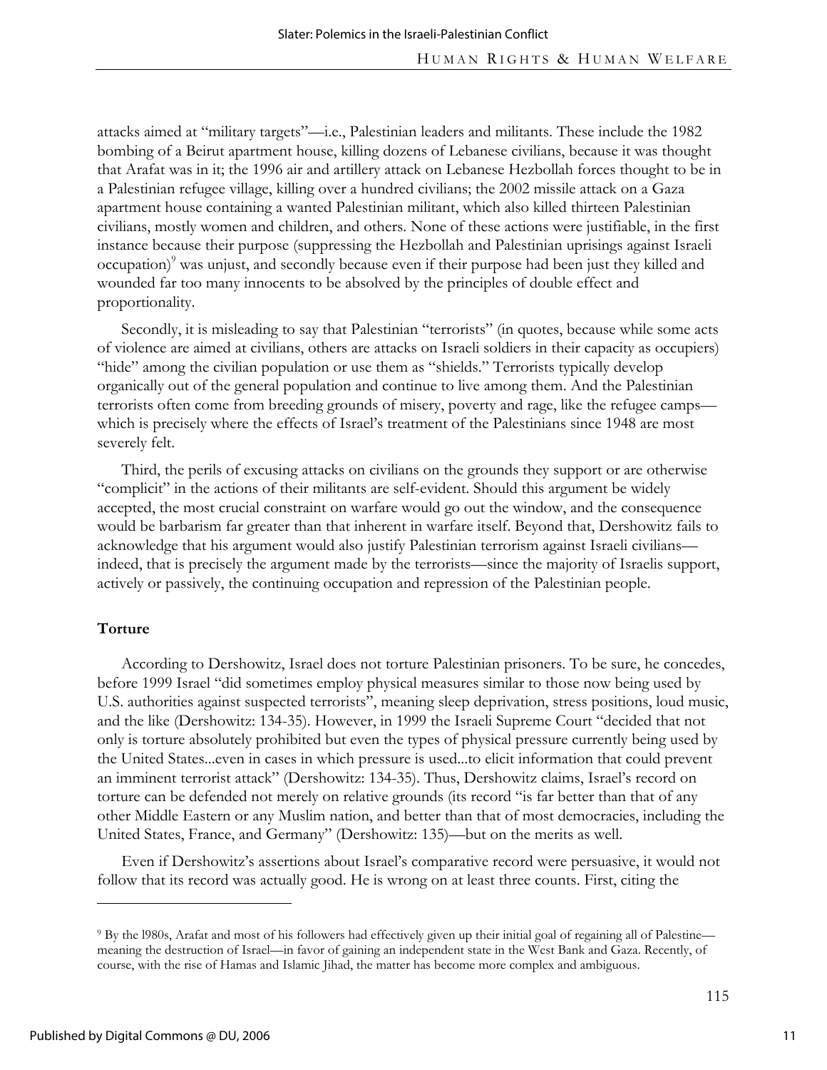attacks aimed at "military targets"—i.e., Palestinian leaders and militants. These include the 1982 bombing of a Beirut apartment house, killing dozens of Lebanese civilians, because it was thought that Arafat was in it; the 1996 air and artillery attack on Lebanese Hezbollah forces thought to be in a Palestinian refugee village, killing over a hundred civilians; the 2002 missile attack on a Gaza apartment house containing a wanted Palestinian militant, which also killed thirteen Palestinian civilians, mostly women and children, and others. None of these actions were justifiable, in the first instance because their purpose (suppressing the Hezbollah and Palestinian uprisings against Israeli occupation)[9] was unjust, and secondly because even if their purpose had been just they killed and wounded far too many innocents to be absolved by the principles of double effect and proportionality.

Secondly, it is misleading to say that Palestinian "terrorists" (in quotes, because while some acts of violence are aimed at civilians, others are attacks on Israeli soldiers in their capacity as occupiers) "hide" among the civilian population or use them as "shields." Terrorists typically develop organically out of the general population and continue to live among them. And the Palestinian terrorists often come from breeding grounds of misery, poverty and rage, like the refugee camps—which is precisely where the effects of Israel's treatment of the Palestinians since 1948 are most severely felt.

Third, the perils of excusing attacks on civilians on the grounds they support or are otherwise "complicit" in the actions of their militants are self-evident. Should this argument be widely accepted, the most crucial constraint on warfare would go out the window, and the consequence would be barbarism far greater than that inherent in warfare itself. Beyond that, Dershowitz fails to acknowledge that his argument would also justify Palestinian terrorism against Israeli civilians—indeed, that is precisely the argument made by the terrorists—since the majority of Israelis support, actively or passively, the continuing occupation and repression of the Palestinian people.

### Torture

According to Dershowitz, Israel does not torture Palestinian prisoners. To be sure, he concedes, before 1999 Israel "did sometimes employ physical measures similar to those now being used by U.S. authorities against suspected terrorists", meaning sleep deprivation, stress positions, loud music, and the like (Dershowitz: 134-35). However, in 1999 the Israeli Supreme Court "decided that not only is torture absolutely prohibited but even the types of physical pressure currently being used by the United States...even in cases in which pressure is used...to elicit information that could prevent an imminent terrorist attack" (Dershowitz: 134-35). Thus, Dershowitz claims, Israel's record on torture can be defended not merely on relative grounds (its record "is far better than that of any other Middle Eastern or any Muslim nation, and better than that of most democracies, including the United States, France, and Germany" (Dershowitz: 135)—but on the merits as well.

Even if Dershowitz's assertions about Israel's comparative record were persuasive, it would not follow that its record was actually good. He is wrong on at least three counts. First, citing the

---

[9] By the l980s, Arafat and most of his followers had effectively given up their initial goal of regaining all of Palestine—meaning the destruction of Israel—in favor of gaining an independent state in the West Bank and Gaza. Recently, of course, with the rise of Hamas and Islamic Jihad, the matter has become more complex and ambiguous.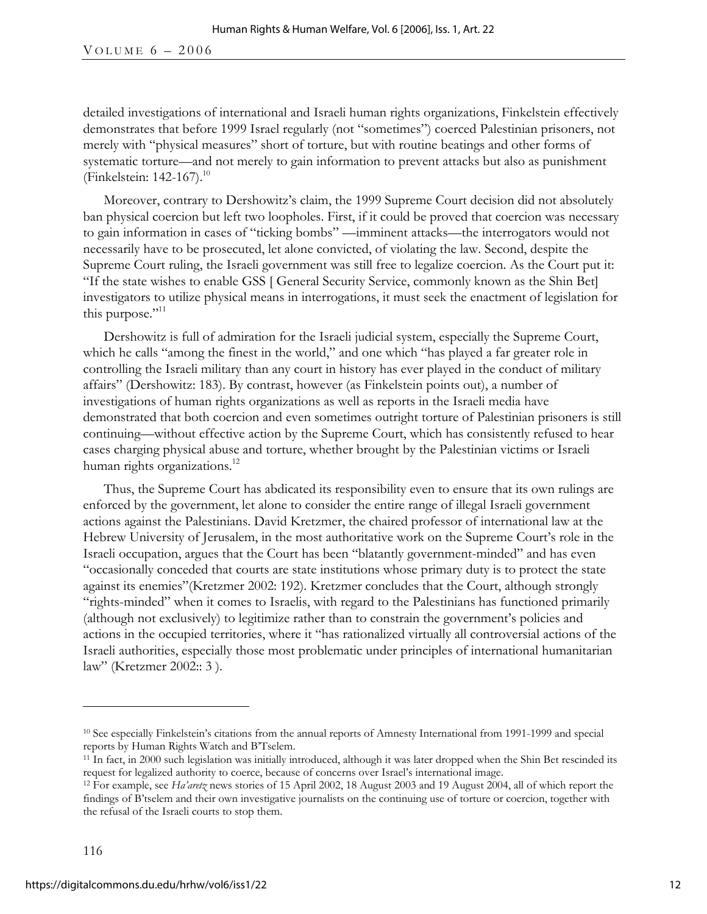detailed investigations of international and Israeli human rights organizations, Finkelstein effectively demonstrates that before 1999 Israel regularly (not "sometimes") coerced Palestinian prisoners, not merely with "physical measures" short of torture, but with routine beatings and other forms of systematic torture—and not merely to gain information to prevent attacks but also as punishment (Finkelstein: 142-167).[10]

Moreover, contrary to Dershowitz's claim, the 1999 Supreme Court decision did not absolutely ban physical coercion but left two loopholes. First, if it could be proved that coercion was necessary to gain information in cases of "ticking bombs" —imminent attacks—the interrogators would not necessarily have to be prosecuted, let alone convicted, of violating the law. Second, despite the Supreme Court ruling, the Israeli government was still free to legalize coercion. As the Court put it: "If the state wishes to enable GSS [ General Security Service, commonly known as the Shin Bet] investigators to utilize physical means in interrogations, it must seek the enactment of legislation for this purpose."[11]

Dershowitz is full of admiration for the Israeli judicial system, especially the Supreme Court, which he calls "among the finest in the world," and one which "has played a far greater role in controlling the Israeli military than any court in history has ever played in the conduct of military affairs" (Dershowitz: 183). By contrast, however (as Finkelstein points out), a number of investigations of human rights organizations as well as reports in the Israeli media have demonstrated that both coercion and even sometimes outright torture of Palestinian prisoners is still continuing—without effective action by the Supreme Court, which has consistently refused to hear cases charging physical abuse and torture, whether brought by the Palestinian victims or Israeli human rights organizations.[12]

Thus, the Supreme Court has abdicated its responsibility even to ensure that its own rulings are enforced by the government, let alone to consider the entire range of illegal Israeli government actions against the Palestinians. David Kretzmer, the chaired professor of international law at the Hebrew University of Jerusalem, in the most authoritative work on the Supreme Court's role in the Israeli occupation, argues that the Court has been "blatantly government-minded" and has even "occasionally conceded that courts are state institutions whose primary duty is to protect the state against its enemies"(Kretzmer 2002: 192). Kretzmer concludes that the Court, although strongly "rights-minded" when it comes to Israelis, with regard to the Palestinians has functioned primarily (although not exclusively) to legitimize rather than to constrain the government's policies and actions in the occupied territories, where it "has rationalized virtually all controversial actions of the Israeli authorities, especially those most problematic under principles of international humanitarian law" (Kretzmer 2002:: 3 ).

---

[10] See especially Finkelstein's citations from the annual reports of Amnesty International from 1991-1999 and special reports by Human Rights Watch and B'Tselem.

[11] In fact, in 2000 such legislation was initially introduced, although it was later dropped when the Shin Bet rescinded its request for legalized authority to coerce, because of concerns over Israel's international image.

[12] For example, see *Ha'aretz* news stories of 15 April 2002, 18 August 2003 and 19 August 2004, all of which report the findings of B'tselem and their own investigative journalists on the continuing use of torture or coercion, together with the refusal of the Israeli courts to stop them.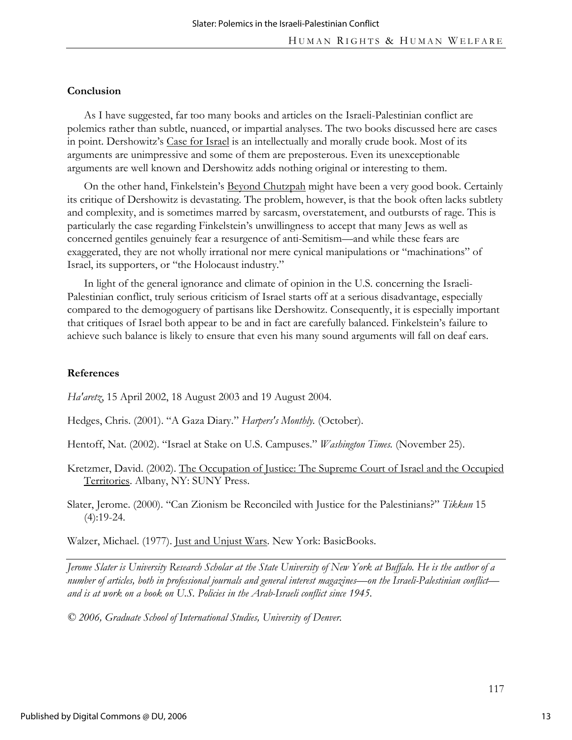**Conclusion**

As I have suggested, far too many books and articles on the Israeli-Palestinian conflict are polemics rather than subtle, nuanced, or impartial analyses. The two books discussed here are cases in point. Dershowitz's Case for Israel is an intellectually and morally crude book. Most of its arguments are unimpressive and some of them are preposterous. Even its unexceptionable arguments are well known and Dershowitz adds nothing original or interesting to them.

On the other hand, Finkelstein's Beyond Chutzpah might have been a very good book. Certainly its critique of Dershowitz is devastating. The problem, however, is that the book often lacks subtlety and complexity, and is sometimes marred by sarcasm, overstatement, and outbursts of rage. This is particularly the case regarding Finkelstein's unwillingness to accept that many Jews as well as concerned gentiles genuinely fear a resurgence of anti-Semitism—and while these fears are exaggerated, they are not wholly irrational nor mere cynical manipulations or "machinations" of Israel, its supporters, or "the Holocaust industry."

In light of the general ignorance and climate of opinion in the U.S. concerning the Israeli-Palestinian conflict, truly serious criticism of Israel starts off at a serious disadvantage, especially compared to the demogoguery of partisans like Dershowitz. Consequently, it is especially important that critiques of Israel both appear to be and in fact are carefully balanced. Finkelstein's failure to achieve such balance is likely to ensure that even his many sound arguments will fall on deaf ears.

**References**

*Ha'aretz*, 15 April 2002, 18 August 2003 and 19 August 2004.

Hedges, Chris. (2001). "A Gaza Diary." *Harpers's Monthly.* (October).

Hentoff, Nat. (2002). "Israel at Stake on U.S. Campuses." *Washington Times.* (November 25).

Kretzmer, David. (2002). The Occupation of Justice: The Supreme Court of Israel and the Occupied Territories. Albany, NY: SUNY Press.

Slater, Jerome. (2000). "Can Zionism be Reconciled with Justice for the Palestinians?" *Tikkun* 15 (4):19-24.

Walzer, Michael. (1977). Just and Unjust Wars. New York: BasicBooks.

*Jerome Slater is University Research Scholar at the State University of New York at Buffalo. He is the author of a number of articles, both in professional journals and general interest magazines—on the Israeli-Palestinian conflict—and is at work on a book on U.S. Policies in the Arab-Israeli conflict since 1945.*

*© 2006, Graduate School of International Studies, University of Denver.*